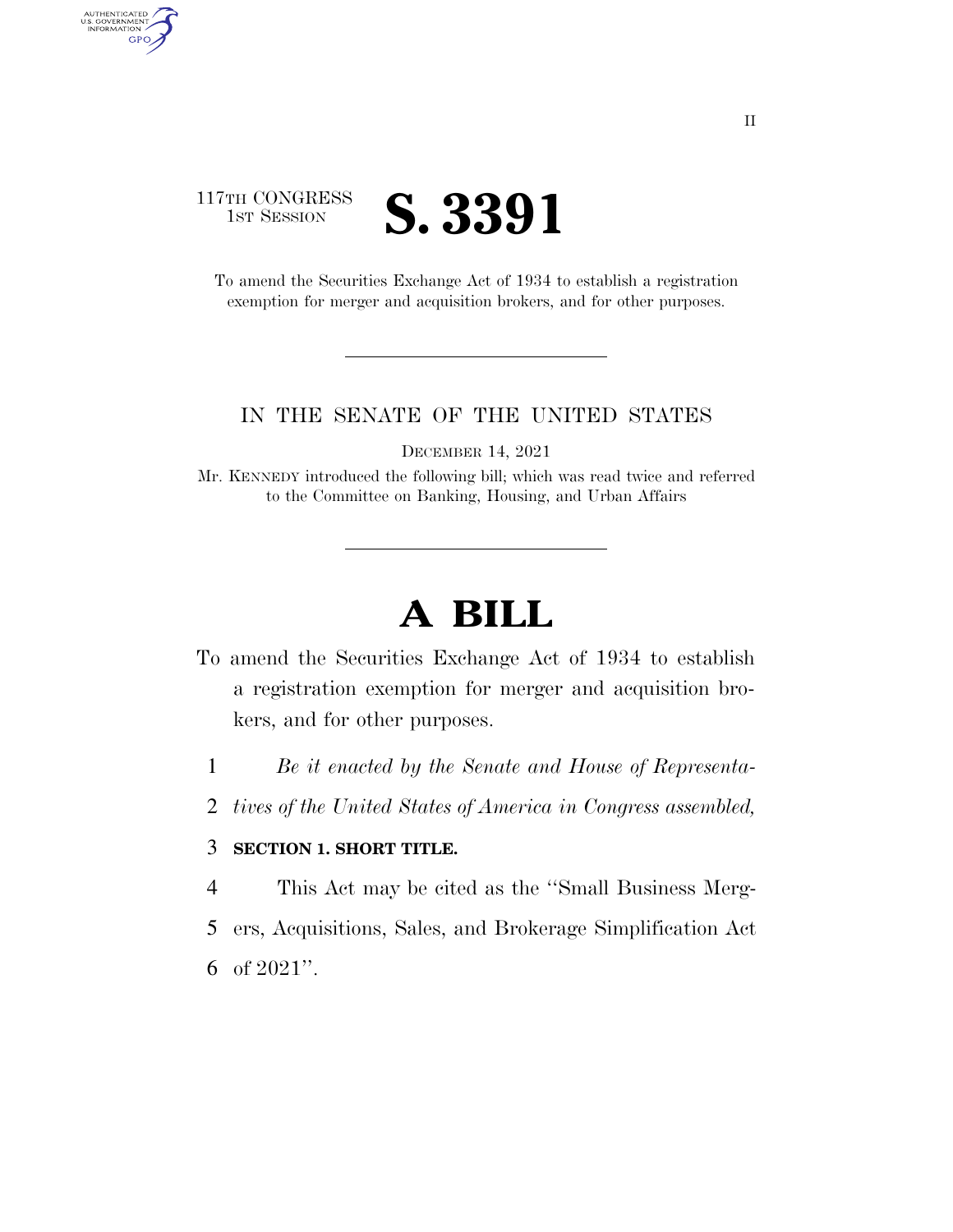II

117TH CONGRESS
1ST SESSION

# S. 3391

To amend the Securities Exchange Act of 1934 to establish a registration exemption for merger and acquisition brokers, and for other purposes.

---

IN THE SENATE OF THE UNITED STATES

DECEMBER 14, 2021

Mr. KENNEDY introduced the following bill; which was read twice and referred to the Committee on Banking, Housing, and Urban Affairs

---

# A BILL

To amend the Securities Exchange Act of 1934 to establish a registration exemption for merger and acquisition brokers, and for other purposes.

1 *Be it enacted by the Senate and House of Representa-*
2 *tives of the United States of America in Congress assembled,*

3 **SECTION 1. SHORT TITLE.**

4 This Act may be cited as the ''Small Business Merg-
5 ers, Acquisitions, Sales, and Brokerage Simplification Act
6 of 2021''.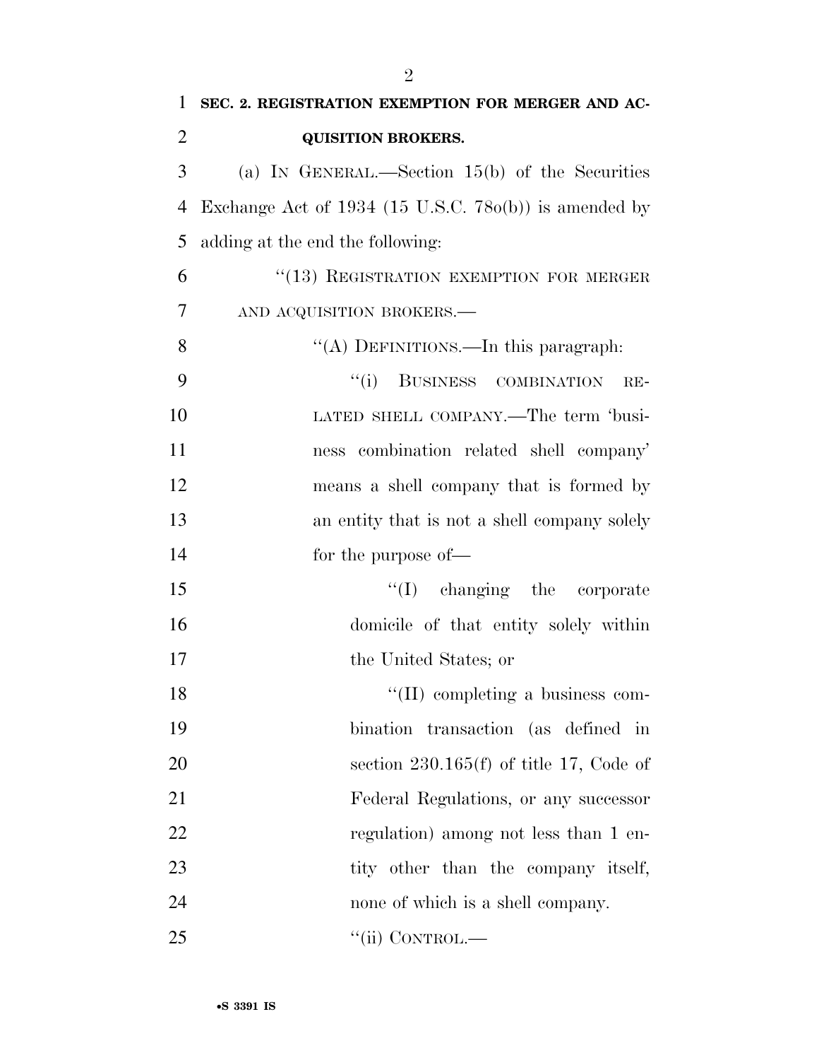**SEC. 2. REGISTRATION EXEMPTION FOR MERGER AND ACQUISITION BROKERS.**

(a) IN GENERAL.—Section 15(b) of the Securities Exchange Act of 1934 (15 U.S.C. 78o(b)) is amended by adding at the end the following:

"(13) REGISTRATION EXEMPTION FOR MERGER AND ACQUISITION BROKERS.—

"(A) DEFINITIONS.—In this paragraph:

"(i) BUSINESS COMBINATION RELATED SHELL COMPANY.—The term 'business combination related shell company' means a shell company that is formed by an entity that is not a shell company solely for the purpose of—

"(I) changing the corporate domicile of that entity solely within the United States; or

"(II) completing a business combination transaction (as defined in section 230.165(f) of title 17, Code of Federal Regulations, or any successor regulation) among not less than 1 entity other than the company itself, none of which is a shell company.

"(ii) CONTROL.—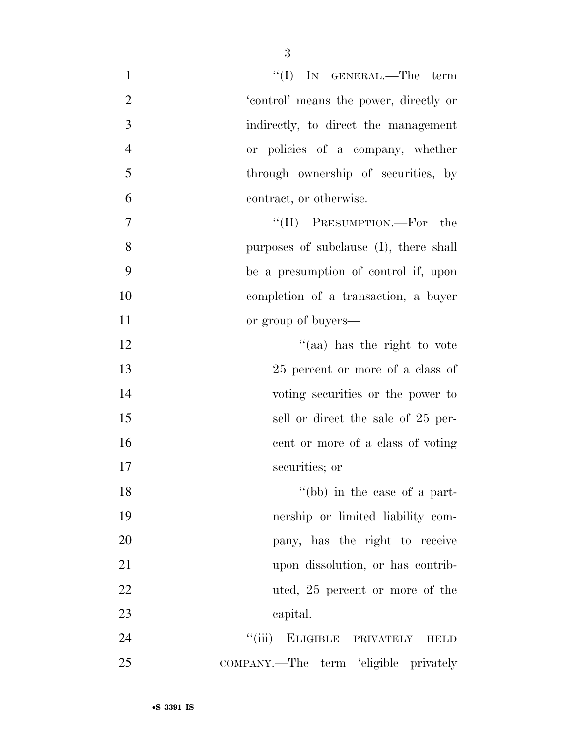"(I) IN GENERAL.—The term 'control' means the power, directly or indirectly, to direct the management or policies of a company, whether through ownership of securities, by contract, or otherwise.

"(II) PRESUMPTION.—For the purposes of subclause (I), there shall be a presumption of control if, upon completion of a transaction, a buyer or group of buyers—

"(aa) has the right to vote 25 percent or more of a class of voting securities or the power to sell or direct the sale of 25 percent or more of a class of voting securities; or

"(bb) in the case of a partnership or limited liability company, has the right to receive upon dissolution, or has contributed, 25 percent or more of the capital.

"(iii) ELIGIBLE PRIVATELY HELD COMPANY.—The term 'eligible privately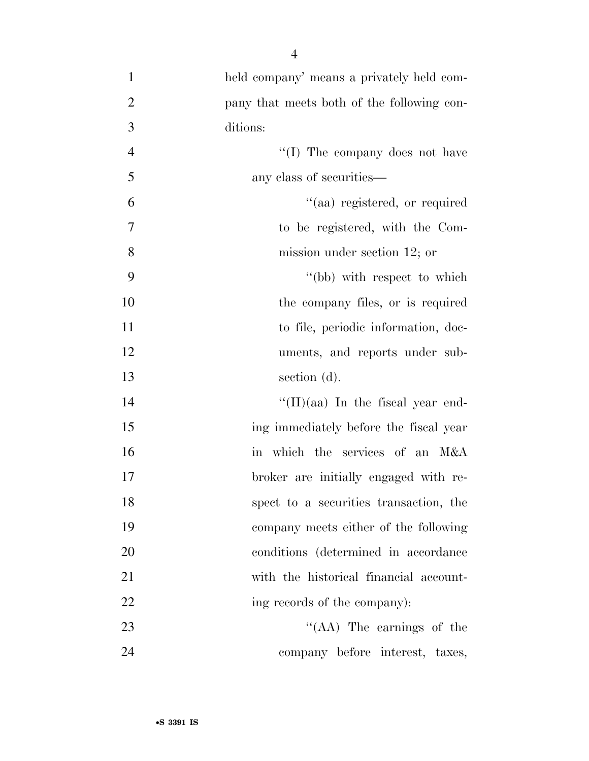held company' means a privately held company that meets both of the following conditions:

"(I) The company does not have any class of securities—

"(aa) registered, or required to be registered, with the Commission under section 12; or

"(bb) with respect to which the company files, or is required to file, periodic information, documents, and reports under subsection (d).

"(II)(aa) In the fiscal year ending immediately before the fiscal year in which the services of an M&A broker are initially engaged with respect to a securities transaction, the company meets either of the following conditions (determined in accordance with the historical financial accounting records of the company):

"(AA) The earnings of the company before interest, taxes,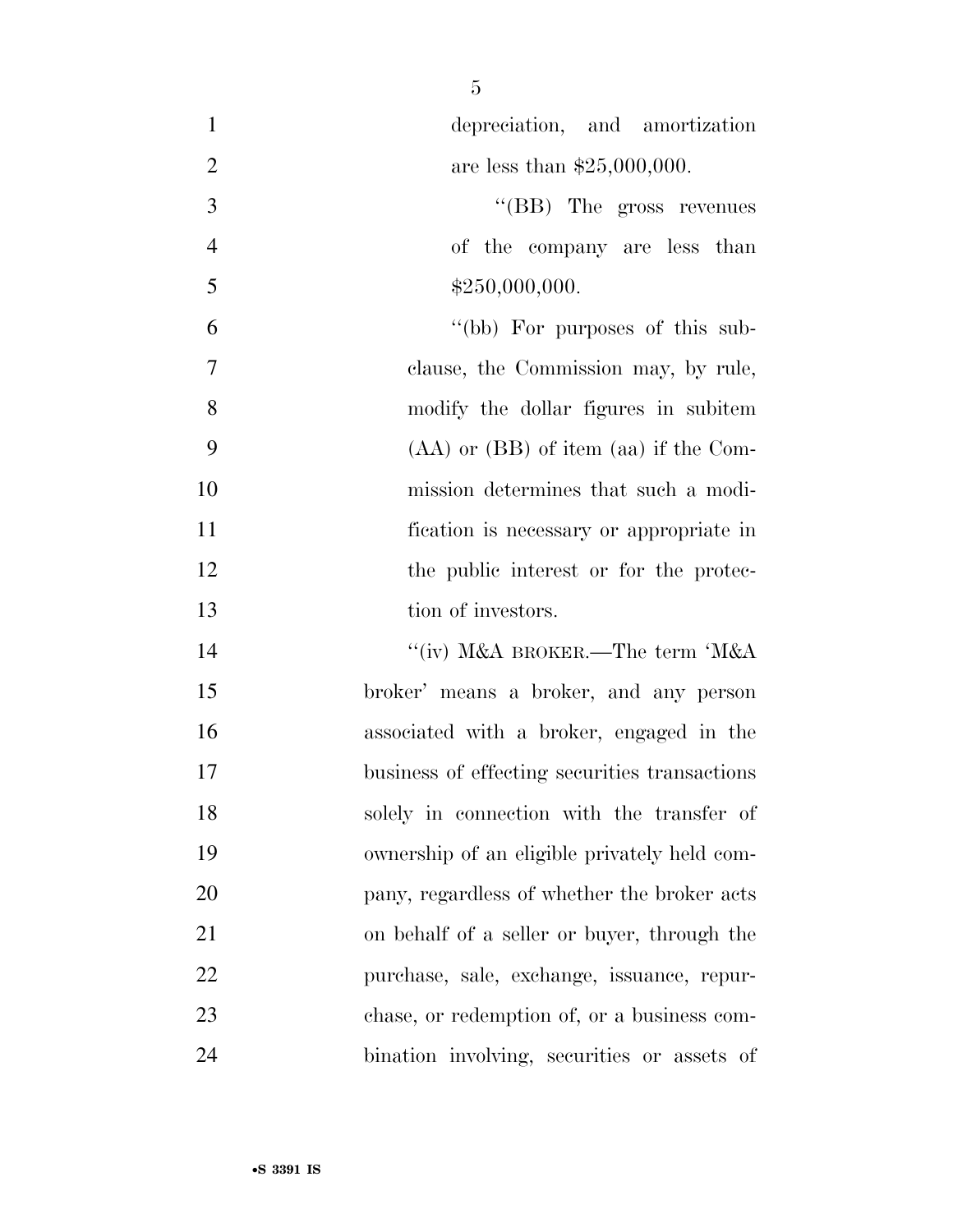depreciation, and amortization are less than $25,000,000.

''(BB) The gross revenues of the company are less than $250,000,000.

''(bb) For purposes of this subclause, the Commission may, by rule, modify the dollar figures in subitem (AA) or (BB) of item (aa) if the Commission determines that such a modification is necessary or appropriate in the public interest or for the protection of investors.

''(iv) M&A BROKER.—The term 'M&A broker' means a broker, and any person associated with a broker, engaged in the business of effecting securities transactions solely in connection with the transfer of ownership of an eligible privately held company, regardless of whether the broker acts on behalf of a seller or buyer, through the purchase, sale, exchange, issuance, repurchase, or redemption of, or a business combination involving, securities or assets of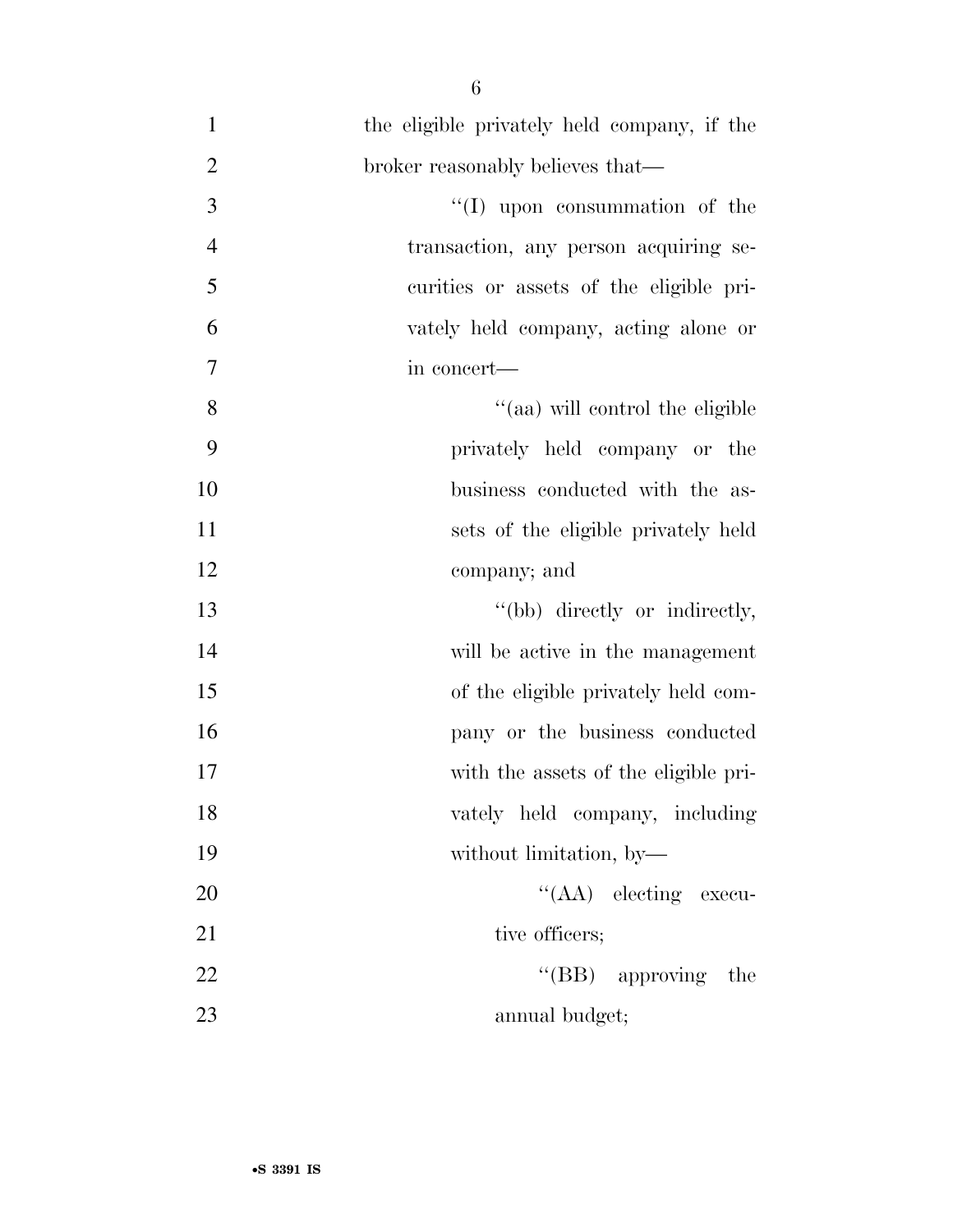the eligible privately held company, if the broker reasonably believes that—

''(I) upon consummation of the transaction, any person acquiring securities or assets of the eligible privately held company, acting alone or in concert—

''(aa) will control the eligible privately held company or the business conducted with the assets of the eligible privately held company; and

''(bb) directly or indirectly, will be active in the management of the eligible privately held company or the business conducted with the assets of the eligible privately held company, including without limitation, by—

''(AA) electing executive officers;

''(BB) approving the annual budget;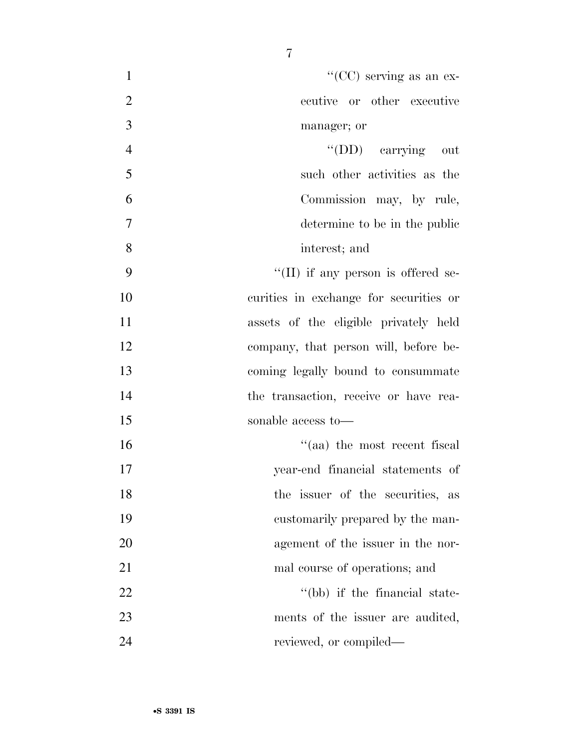''(CC) serving as an executive or other executive manager; or

''(DD) carrying out such other activities as the Commission may, by rule, determine to be in the public interest; and

''(II) if any person is offered securities in exchange for securities or assets of the eligible privately held company, that person will, before becoming legally bound to consummate the transaction, receive or have reasonable access to—

''(aa) the most recent fiscal year-end financial statements of the issuer of the securities, as customarily prepared by the management of the issuer in the normal course of operations; and

''(bb) if the financial statements of the issuer are audited, reviewed, or compiled—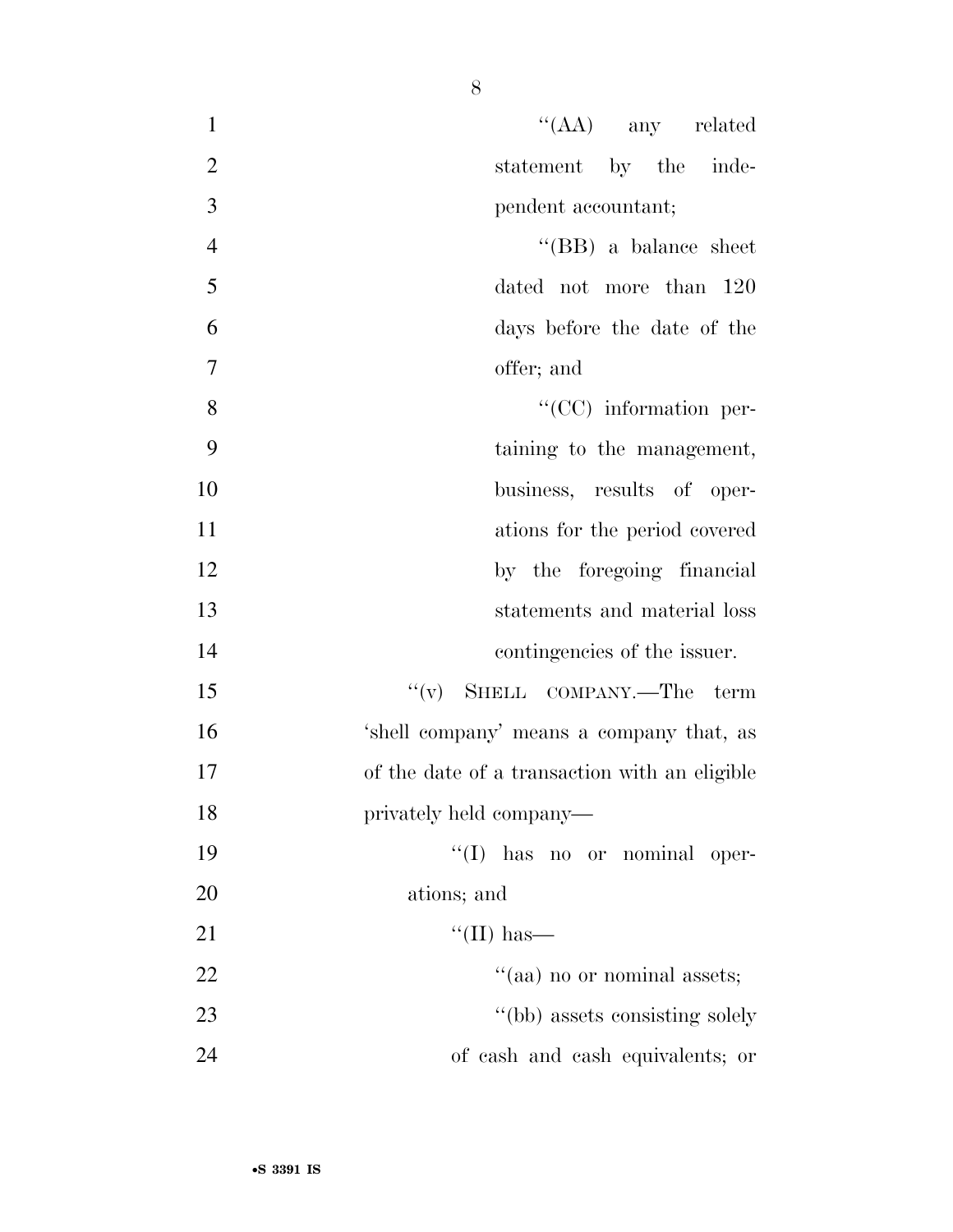"(AA) any related statement by the independent accountant;

"(BB) a balance sheet dated not more than 120 days before the date of the offer; and

"(CC) information pertaining to the management, business, results of operations for the period covered by the foregoing financial statements and material loss contingencies of the issuer.

"(v) SHELL COMPANY.—The term 'shell company' means a company that, as of the date of a transaction with an eligible privately held company—

"(I) has no or nominal operations; and

"(II) has—

"(aa) no or nominal assets;

"(bb) assets consisting solely of cash and cash equivalents; or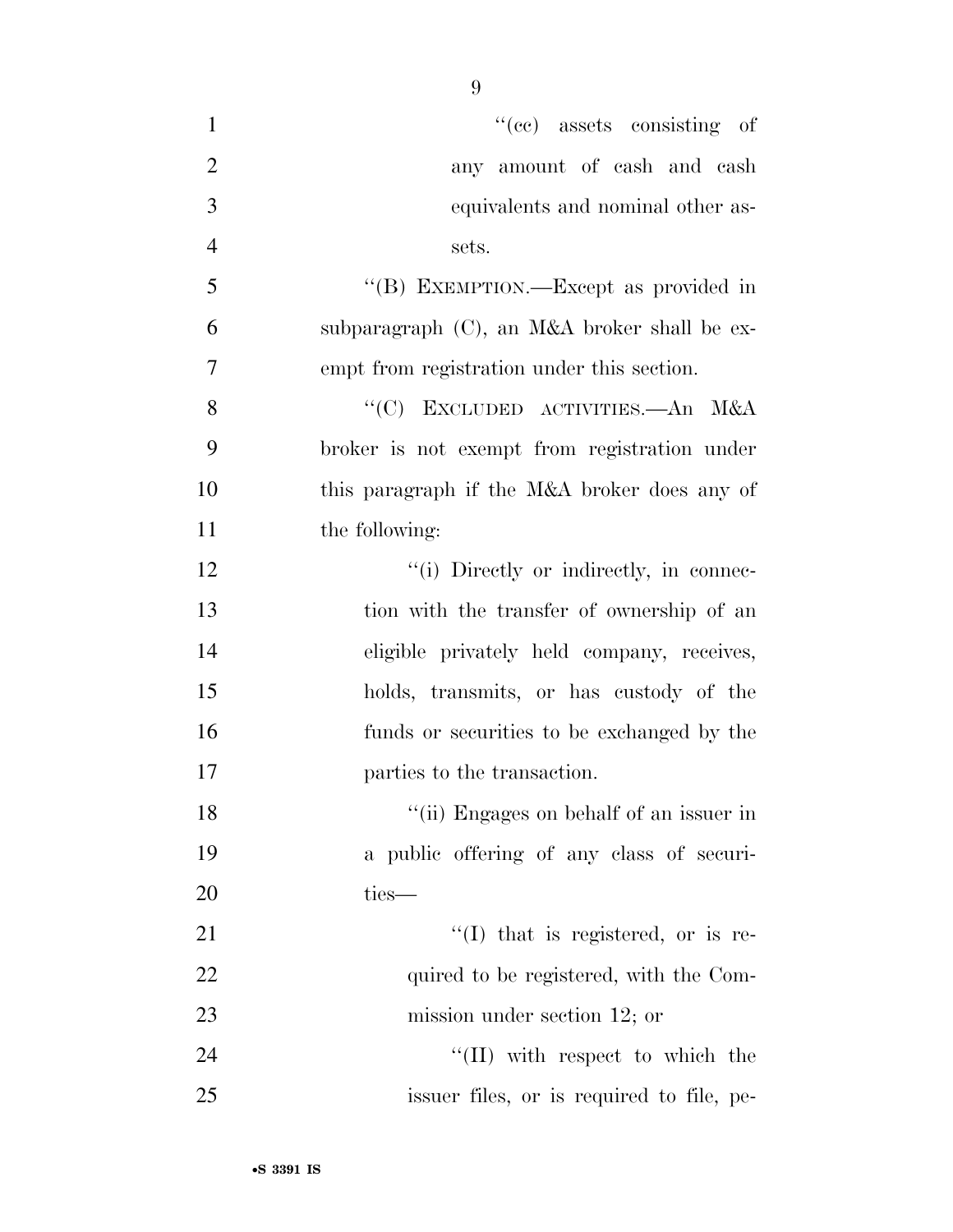''(cc) assets consisting of any amount of cash and cash equivalents and nominal other assets.

''(B) EXEMPTION.—Except as provided in subparagraph (C), an M&A broker shall be exempt from registration under this section.

''(C) EXCLUDED ACTIVITIES.—An M&A broker is not exempt from registration under this paragraph if the M&A broker does any of the following:

''(i) Directly or indirectly, in connection with the transfer of ownership of an eligible privately held company, receives, holds, transmits, or has custody of the funds or securities to be exchanged by the parties to the transaction.

''(ii) Engages on behalf of an issuer in a public offering of any class of securities—

''(I) that is registered, or is required to be registered, with the Commission under section 12; or

''(II) with respect to which the issuer files, or is required to file, pe-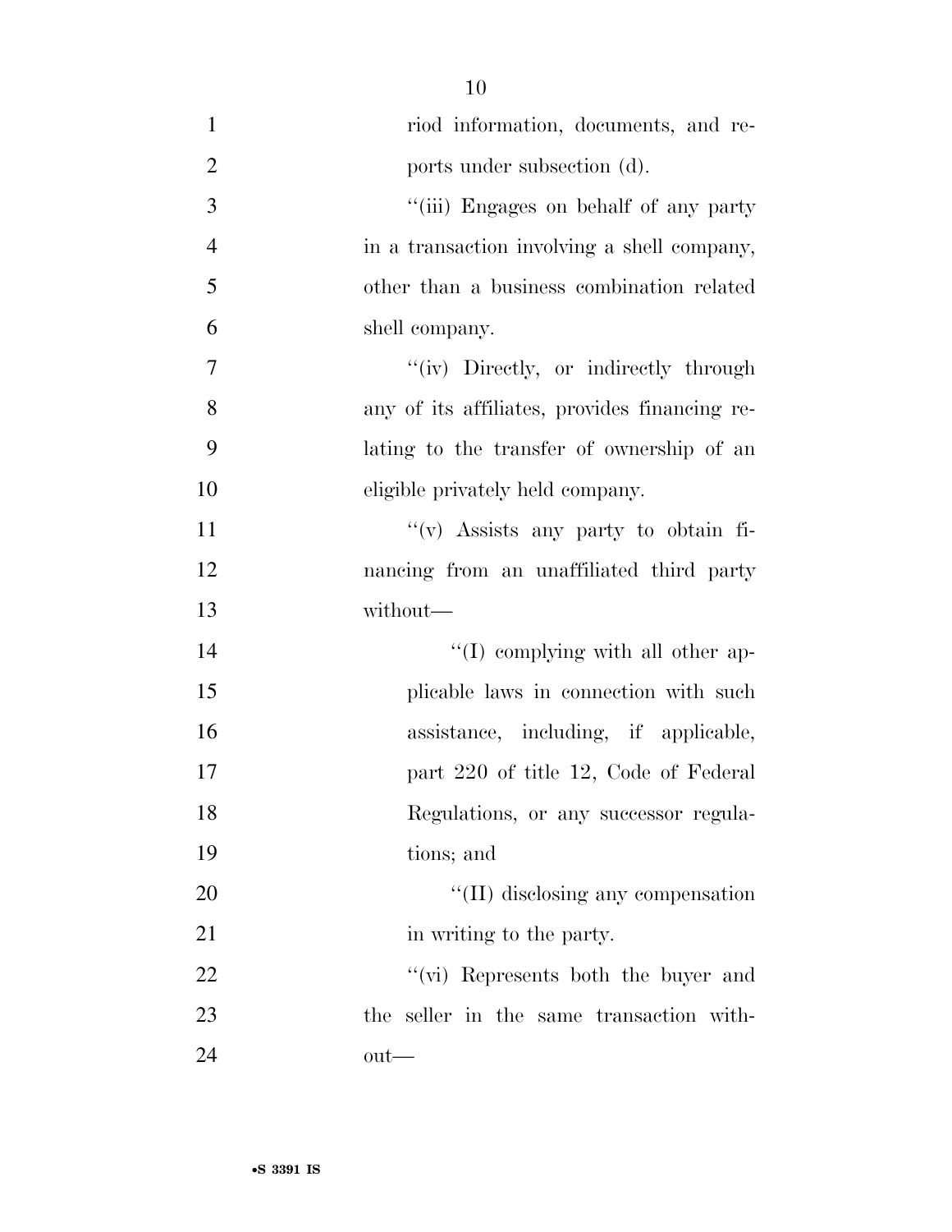riod information, documents, and reports under subsection (d).

''(iii) Engages on behalf of any party in a transaction involving a shell company, other than a business combination related shell company.

''(iv) Directly, or indirectly through any of its affiliates, provides financing relating to the transfer of ownership of an eligible privately held company.

''(v) Assists any party to obtain financing from an unaffiliated third party without—

''(I) complying with all other applicable laws in connection with such assistance, including, if applicable, part 220 of title 12, Code of Federal Regulations, or any successor regulations; and

''(II) disclosing any compensation in writing to the party.

''(vi) Represents both the buyer and the seller in the same transaction without—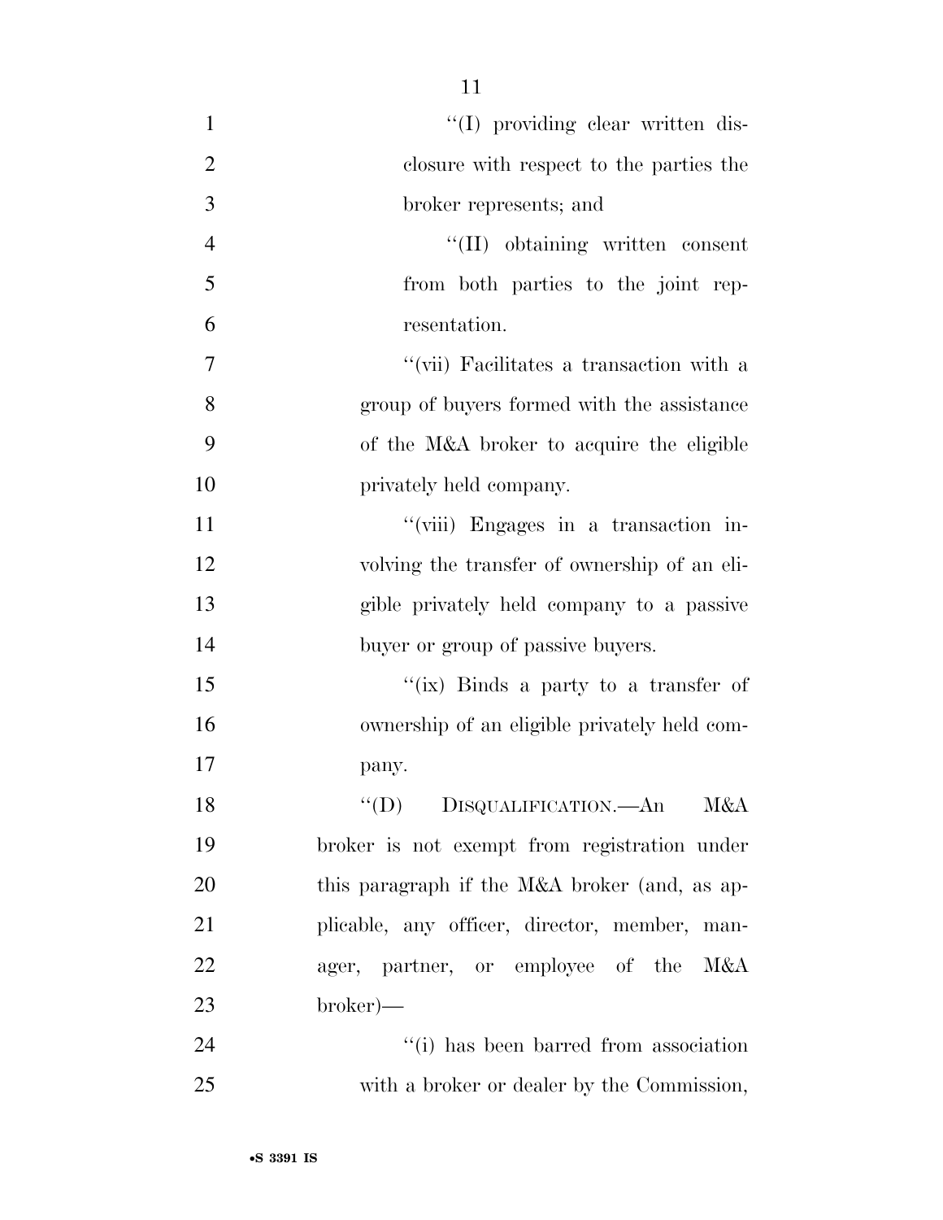''(I) providing clear written disclosure with respect to the parties the broker represents; and

''(II) obtaining written consent from both parties to the joint representation.

''(vii) Facilitates a transaction with a group of buyers formed with the assistance of the M&A broker to acquire the eligible privately held company.

''(viii) Engages in a transaction involving the transfer of ownership of an eligible privately held company to a passive buyer or group of passive buyers.

''(ix) Binds a party to a transfer of ownership of an eligible privately held company.

''(D) DISQUALIFICATION.—An M&A broker is not exempt from registration under this paragraph if the M&A broker (and, as applicable, any officer, director, member, manager, partner, or employee of the M&A broker)—

''(i) has been barred from association with a broker or dealer by the Commission,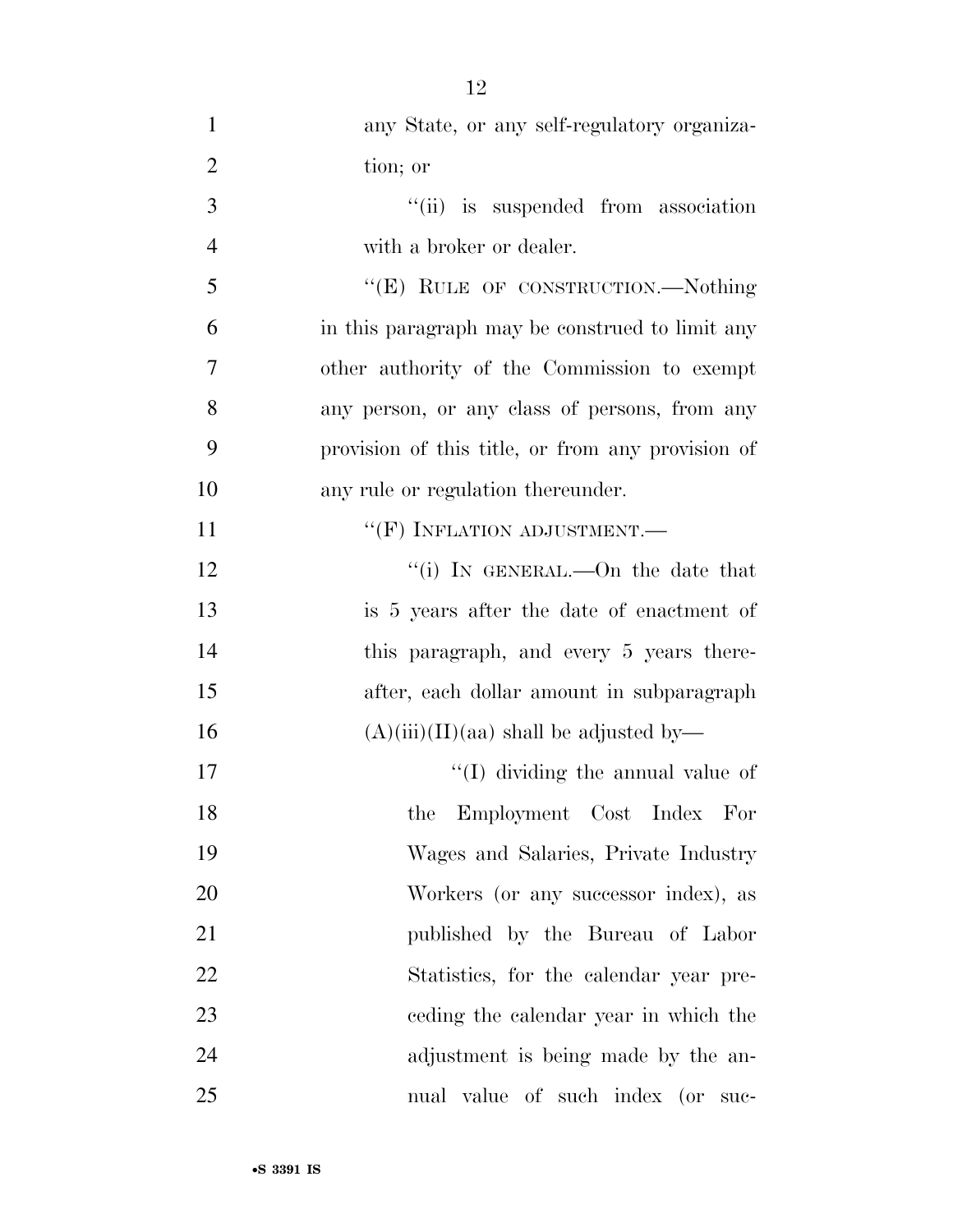any State, or any self-regulatory organization; or

"(ii) is suspended from association with a broker or dealer.

"(E) RULE OF CONSTRUCTION.—Nothing in this paragraph may be construed to limit any other authority of the Commission to exempt any person, or any class of persons, from any provision of this title, or from any provision of any rule or regulation thereunder.

"(F) INFLATION ADJUSTMENT.—

"(i) IN GENERAL.—On the date that is 5 years after the date of enactment of this paragraph, and every 5 years thereafter, each dollar amount in subparagraph (A)(iii)(II)(aa) shall be adjusted by—

"(I) dividing the annual value of the Employment Cost Index For Wages and Salaries, Private Industry Workers (or any successor index), as published by the Bureau of Labor Statistics, for the calendar year preceding the calendar year in which the adjustment is being made by the annual value of such index (or suc-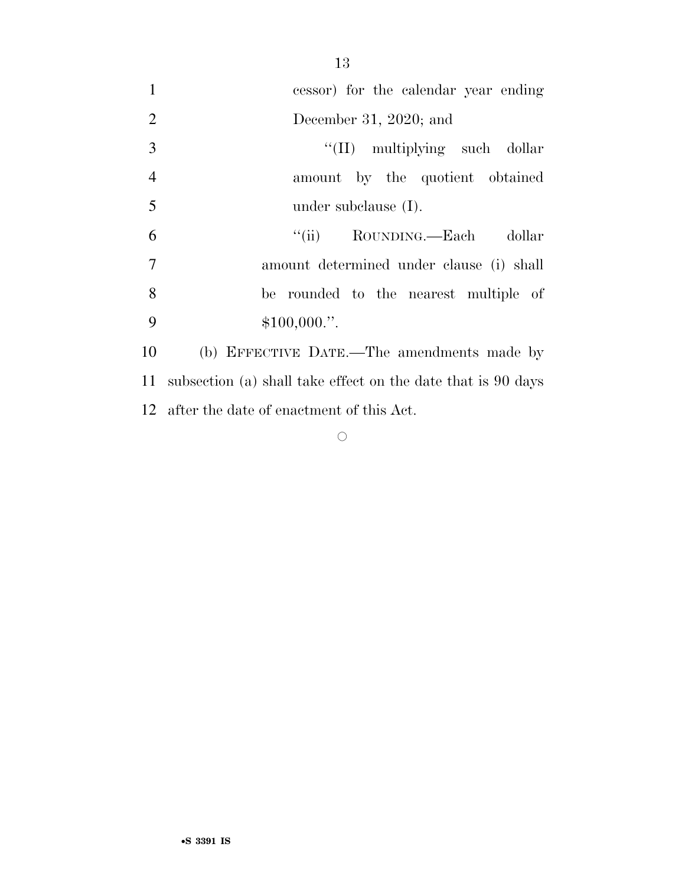cessor) for the calendar year ending December 31, 2020; and

"(II) multiplying such dollar amount by the quotient obtained under subclause (I).

"(ii) ROUNDING.—Each dollar amount determined under clause (i) shall be rounded to the nearest multiple of $100,000.".

(b) EFFECTIVE DATE.—The amendments made by subsection (a) shall take effect on the date that is 90 days after the date of enactment of this Act.

○